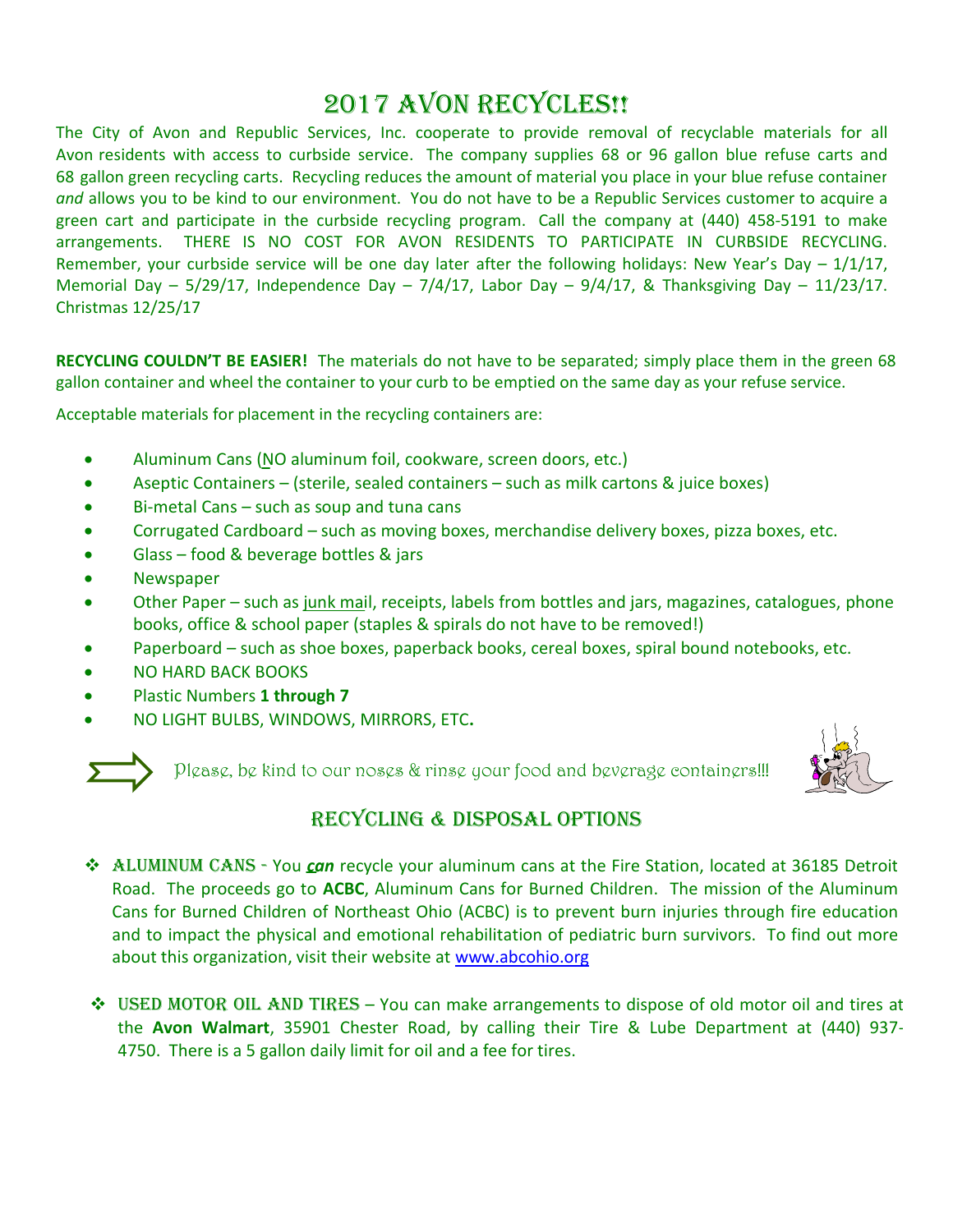# 2017 AVON RECYCLES!!

The City of Avon and Republic Services, Inc. cooperate to provide removal of recyclable materials for all Avon residents with access to curbside service. The company supplies 68 or 96 gallon blue refuse carts and 68 gallon green recycling carts. Recycling reduces the amount of material you place in your blue refuse container *and* allows you to be kind to our environment. You do not have to be a Republic Services customer to acquire a green cart and participate in the curbside recycling program. Call the company at (440) 458-5191 to make arrangements. THERE IS NO COST FOR AVON RESIDENTS TO PARTICIPATE IN CURBSIDE RECYCLING. Remember, your curbside service will be one day later after the following holidays: New Year's Day – 1/1/17, Memorial Day – 5/29/17, Independence Day – 7/4/17, Labor Day – 9/4/17, & Thanksgiving Day – 11/23/17. Christmas 12/25/17

**RECYCLING COULDN'T BE EASIER!** The materials do not have to be separated; simply place them in the green 68 gallon container and wheel the container to your curb to be emptied on the same day as your refuse service.

Acceptable materials for placement in the recycling containers are:

- Aluminum Cans (NO aluminum foil, cookware, screen doors, etc.)
- Aseptic Containers – (sterile, sealed containers – such as milk cartons & juice boxes)
- Bi-metal Cans – such as soup and tuna cans
- Corrugated Cardboard – such as moving boxes, merchandise delivery boxes, pizza boxes, etc.
- Glass – food & beverage bottles & jars
- Newspaper
- Other Paper – such as junk mail, receipts, labels from bottles and jars, magazines, catalogues, phone books, office & school paper (staples & spirals do not have to be removed!)
- Paperboard – such as shoe boxes, paperback books, cereal boxes, spiral bound notebooks, etc.
- NO HARD BACK BOOKS
- Plastic Numbers **1 through 7**
- NO LIGHT BULBS, WINDOWS, MIRRORS, ETC.

Please, be kind to our noses & rinse your food and beverage containers!!!

## RECYCLING & DISPOSAL OPTIONS

- **ALUMINUM CANS** - You ***can*** recycle your aluminum cans at the Fire Station, located at 36185 Detroit Road. The proceeds go to **ACBC**, Aluminum Cans for Burned Children. The mission of the Aluminum Cans for Burned Children of Northeast Ohio (ACBC) is to prevent burn injuries through fire education and to impact the physical and emotional rehabilitation of pediatric burn survivors. To find out more about this organization, visit their website at www.abcohio.org

- **USED MOTOR OIL AND TIRES** – You can make arrangements to dispose of old motor oil and tires at the **Avon Walmart**, 35901 Chester Road, by calling their Tire & Lube Department at (440) 937-4750. There is a 5 gallon daily limit for oil and a fee for tires.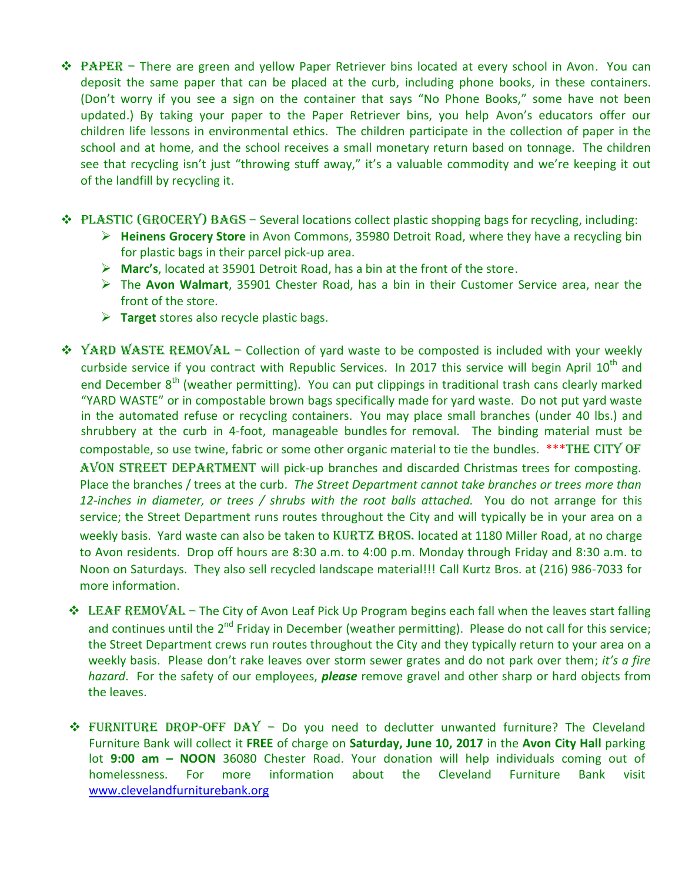- **PAPER** – There are green and yellow Paper Retriever bins located at every school in Avon. You can deposit the same paper that can be placed at the curb, including phone books, in these containers. (Don't worry if you see a sign on the container that says "No Phone Books," some have not been updated.) By taking your paper to the Paper Retriever bins, you help Avon's educators offer our children life lessons in environmental ethics. The children participate in the collection of paper in the school and at home, and the school receives a small monetary return based on tonnage. The children see that recycling isn't just "throwing stuff away," it's a valuable commodity and we're keeping it out of the landfill by recycling it.

- **PLASTIC (GROCERY) BAGS** – Several locations collect plastic shopping bags for recycling, including:
  - **Heinens Grocery Store** in Avon Commons, 35980 Detroit Road, where they have a recycling bin for plastic bags in their parcel pick-up area.
  - **Marc's**, located at 35901 Detroit Road, has a bin at the front of the store.
  - The **Avon Walmart**, 35901 Chester Road, has a bin in their Customer Service area, near the front of the store.
  - **Target** stores also recycle plastic bags.

- **YARD WASTE REMOVAL** – Collection of yard waste to be composted is included with your weekly curbside service if you contract with Republic Services. In 2017 this service will begin April 10th and end December 8th (weather permitting). You can put clippings in traditional trash cans clearly marked "YARD WASTE" or in compostable brown bags specifically made for yard waste. Do not put yard waste in the automated refuse or recycling containers. You may place small branches (under 40 lbs.) and shrubbery at the curb in 4-foot, manageable bundles for removal. The binding material must be compostable, so use twine, fabric or some other organic material to tie the bundles. *****THE CITY OF AVON STREET DEPARTMENT** will pick-up branches and discarded Christmas trees for composting. Place the branches / trees at the curb. *The Street Department cannot take branches or trees more than 12-inches in diameter, or trees / shrubs with the root balls attached.* You do not arrange for this service; the Street Department runs routes throughout the City and will typically be in your area on a weekly basis. Yard waste can also be taken to **KURTZ BROS.** located at 1180 Miller Road, at no charge to Avon residents. Drop off hours are 8:30 a.m. to 4:00 p.m. Monday through Friday and 8:30 a.m. to Noon on Saturdays. They also sell recycled landscape material!!! Call Kurtz Bros. at (216) 986-7033 for more information.

- **LEAF REMOVAL** – The City of Avon Leaf Pick Up Program begins each fall when the leaves start falling and continues until the 2nd Friday in December (weather permitting). Please do not call for this service; the Street Department crews run routes throughout the City and they typically return to your area on a weekly basis. Please don't rake leaves over storm sewer grates and do not park over them; *it's a fire hazard*. For the safety of our employees, ***please*** remove gravel and other sharp or hard objects from the leaves.

- **FURNITURE DROP-OFF DAY** – Do you need to declutter unwanted furniture? The Cleveland Furniture Bank will collect it **FREE** of charge on **Saturday, June 10, 2017** in the **Avon City Hall** parking lot **9:00 am – NOON** 36080 Chester Road. Your donation will help individuals coming out of homelessness. For more information about the Cleveland Furniture Bank visit [www.clevelandfurniturebank.org](http://www.clevelandfurniturebank.org)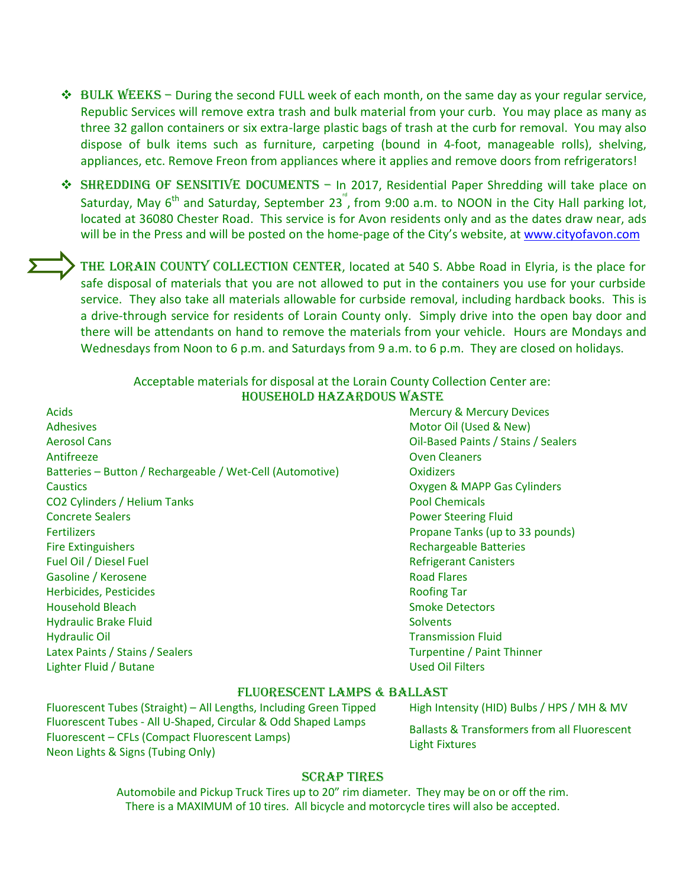- **BULK WEEKS** – During the second FULL week of each month, on the same day as your regular service, Republic Services will remove extra trash and bulk material from your curb. You may place as many as three 32 gallon containers or six extra-large plastic bags of trash at the curb for removal. You may also dispose of bulk items such as furniture, carpeting (bound in 4-foot, manageable rolls), shelving, appliances, etc. Remove Freon from appliances where it applies and remove doors from refrigerators!

- **SHREDDING OF SENSITIVE DOCUMENTS** – In 2017, Residential Paper Shredding will take place on Saturday, May 6th and Saturday, September 23rd, from 9:00 a.m. to NOON in the City Hall parking lot, located at 36080 Chester Road. This service is for Avon residents only and as the dates draw near, ads will be in the Press and will be posted on the home-page of the City's website, at www.cityofavon.com

**THE LORAIN COUNTY COLLECTION CENTER**, located at 540 S. Abbe Road in Elyria, is the place for safe disposal of materials that you are not allowed to put in the containers you use for your curbside service. They also take all materials allowable for curbside removal, including hardback books. This is a drive-through service for residents of Lorain County only. Simply drive into the open bay door and there will be attendants on hand to remove the materials from your vehicle. Hours are Mondays and Wednesdays from Noon to 6 p.m. and Saturdays from 9 a.m. to 6 p.m. They are closed on holidays.

Acceptable materials for disposal at the Lorain County Collection Center are:

## HOUSEHOLD HAZARDOUS WASTE

- Acids
- Adhesives
- Aerosol Cans
- Antifreeze
- Batteries – Button / Rechargeable / Wet-Cell (Automotive)
- Caustics
- CO2 Cylinders / Helium Tanks
- Concrete Sealers
- Fertilizers
- Fire Extinguishers
- Fuel Oil / Diesel Fuel
- Gasoline / Kerosene
- Herbicides, Pesticides
- Household Bleach
- Hydraulic Brake Fluid
- Hydraulic Oil
- Latex Paints / Stains / Sealers
- Lighter Fluid / Butane
- Mercury & Mercury Devices
- Motor Oil (Used & New)
- Oil-Based Paints / Stains / Sealers
- Oven Cleaners
- Oxidizers
- Oxygen & MAPP Gas Cylinders
- Pool Chemicals
- Power Steering Fluid
- Propane Tanks (up to 33 pounds)
- Rechargeable Batteries
- Refrigerant Canisters
- Road Flares
- Roofing Tar
- Smoke Detectors
- Solvents
- Transmission Fluid
- Turpentine / Paint Thinner
- Used Oil Filters

## FLUORESCENT LAMPS & BALLAST

- Fluorescent Tubes (Straight) – All Lengths, Including Green Tipped
- Fluorescent Tubes - All U-Shaped, Circular & Odd Shaped Lamps
- Fluorescent – CFLs (Compact Fluorescent Lamps)
- Neon Lights & Signs (Tubing Only)
- High Intensity (HID) Bulbs / HPS / MH & MV
- Ballasts & Transformers from all Fluorescent Light Fixtures

## SCRAP TIRES

Automobile and Pickup Truck Tires up to 20" rim diameter. They may be on or off the rim. There is a MAXIMUM of 10 tires. All bicycle and motorcycle tires will also be accepted.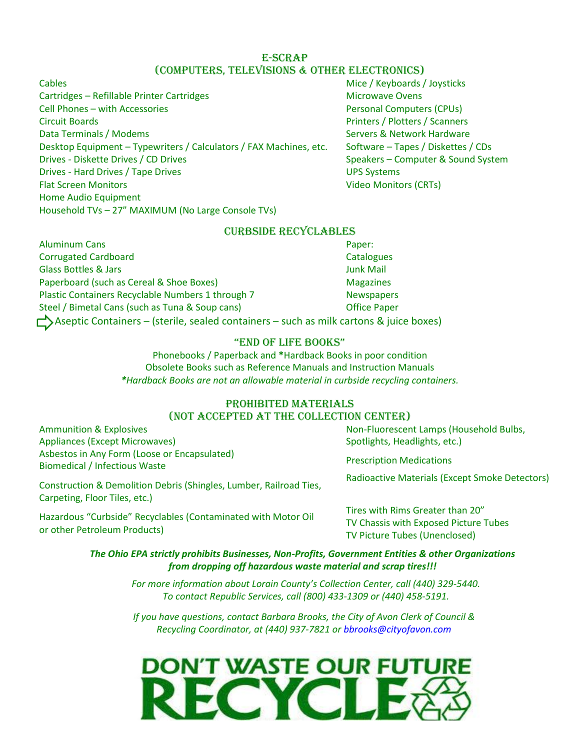## E-SCRAP
## (COMPUTERS, TELEVISIONS & OTHER ELECTRONICS)

- Cables
- Cartridges – Refillable Printer Cartridges
- Cell Phones – with Accessories
- Circuit Boards
- Data Terminals / Modems
- Desktop Equipment – Typewriters / Calculators / FAX Machines, etc.
- Drives - Diskette Drives / CD Drives
- Drives - Hard Drives / Tape Drives
- Flat Screen Monitors
- Home Audio Equipment
- Household TVs – 27" MAXIMUM (No Large Console TVs)
- Mice / Keyboards / Joysticks
- Microwave Ovens
- Personal Computers (CPUs)
- Printers / Plotters / Scanners
- Servers & Network Hardware
- Software – Tapes / Diskettes / CDs
- Speakers – Computer & Sound System
- UPS Systems
- Video Monitors (CRTs)

## CURBSIDE RECYCLABLES

- Aluminum Cans
- Corrugated Cardboard
- Glass Bottles & Jars
- Paperboard (such as Cereal & Shoe Boxes)
- Plastic Containers Recyclable Numbers 1 through 7
- Steel / Bimetal Cans (such as Tuna & Soup cans)
- Paper:
  - Catalogues
  - Junk Mail
  - Magazines
  - Newspapers
  - Office Paper
- Aseptic Containers – (sterile, sealed containers – such as milk cartons & juice boxes)

## "END OF LIFE BOOKS"

Phonebooks / Paperback and *Hardback Books in poor condition

Obsolete Books such as Reference Manuals and Instruction Manuals

*\*Hardback Books are not an allowable material in curbside recycling containers.*

## PROHIBITED MATERIALS
## (NOT ACCEPTED AT THE COLLECTION CENTER)

- Ammunition & Explosives
- Appliances (Except Microwaves)
- Asbestos in Any Form (Loose or Encapsulated)
- Biomedical / Infectious Waste
- Construction & Demolition Debris (Shingles, Lumber, Railroad Ties, Carpeting, Floor Tiles, etc.)
- Hazardous "Curbside" Recyclables (Contaminated with Motor Oil or other Petroleum Products)
- Non-Fluorescent Lamps (Household Bulbs, Spotlights, Headlights, etc.)
- Prescription Medications
- Radioactive Materials (Except Smoke Detectors)
- Tires with Rims Greater than 20"
- TV Chassis with Exposed Picture Tubes
- TV Picture Tubes (Unenclosed)

***The Ohio EPA strictly prohibits Businesses, Non-Profits, Government Entities & other Organizations from dropping off hazardous waste material and scrap tires!!!***

*For more information about Lorain County's Collection Center, call (440) 329-5440. To contact Republic Services, call (800) 433-1309 or (440) 458-5191.*

*If you have questions, contact Barbara Brooks, the City of Avon Clerk of Council & Recycling Coordinator, at (440) 937-7821 or bbrooks@cityofavon.com*

**DON'T WASTE OUR FUTURE**
**RECYCLE**